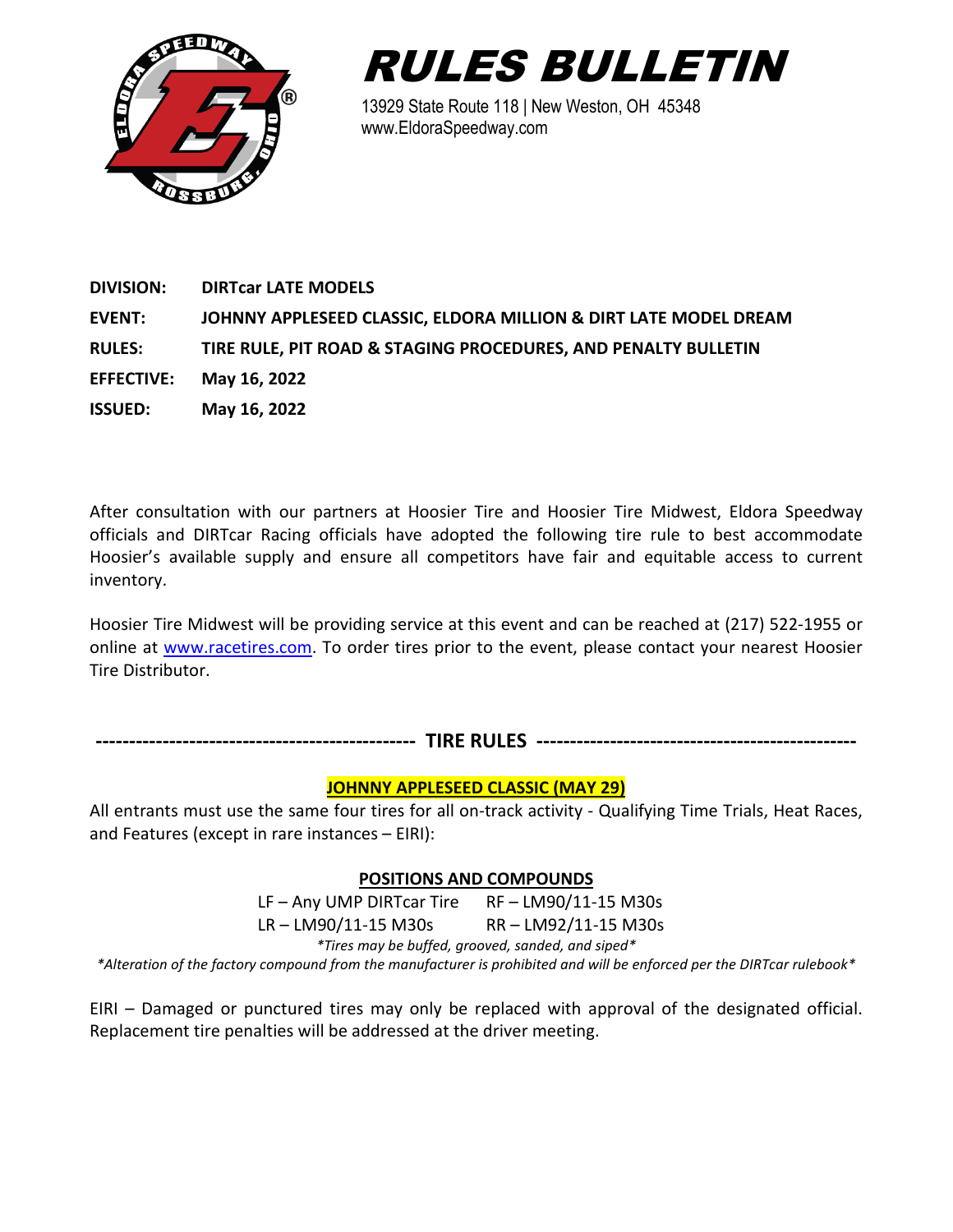# RULES BULLETIN

13929 State Route 118 | New Weston, OH 45348
www.EldoraSpeedway.com

**DIVISION:** **DIRTcar LATE MODELS**

**EVENT:** **JOHNNY APPLESEED CLASSIC, ELDORA MILLION & DIRT LATE MODEL DREAM**

**RULES:** **TIRE RULE, PIT ROAD & STAGING PROCEDURES, AND PENALTY BULLETIN**

**EFFECTIVE:** **May 16, 2022**

**ISSUED:** **May 16, 2022**

After consultation with our partners at Hoosier Tire and Hoosier Tire Midwest, Eldora Speedway officials and DIRTcar Racing officials have adopted the following tire rule to best accommodate Hoosier's available supply and ensure all competitors have fair and equitable access to current inventory.

Hoosier Tire Midwest will be providing service at this event and can be reached at (217) 522-1955 or online at www.racetires.com. To order tires prior to the event, please contact your nearest Hoosier Tire Distributor.

## ------------------------------------------------ TIRE RULES ------------------------------------------------

### JOHNNY APPLESEED CLASSIC (MAY 29)

All entrants must use the same four tires for all on-track activity - Qualifying Time Trials, Heat Races, and Features (except in rare instances – EIRI):

**POSITIONS AND COMPOUNDS**

| | |
|---|---|
| LF – Any UMP DIRTcar Tire | RF – LM90/11-15 M30s |
| LR – LM90/11-15 M30s | RR – LM92/11-15 M30s |

*\*Tires may be buffed, grooved, sanded, and siped\**

*\*Alteration of the factory compound from the manufacturer is prohibited and will be enforced per the DIRTcar rulebook\**

EIRI – Damaged or punctured tires may only be replaced with approval of the designated official. Replacement tire penalties will be addressed at the driver meeting.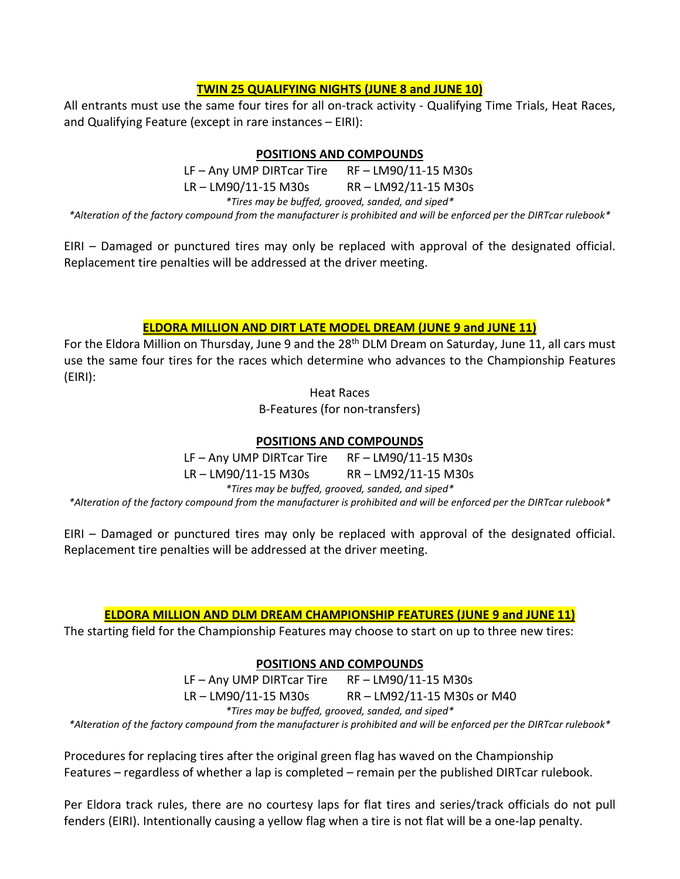## TWIN 25 QUALIFYING NIGHTS (JUNE 8 and JUNE 10)

All entrants must use the same four tires for all on-track activity - Qualifying Time Trials, Heat Races, and Qualifying Feature (except in rare instances – EIRI):

### POSITIONS AND COMPOUNDS

LF – Any UMP DIRTcar Tire   RF – LM90/11-15 M30s

LR – LM90/11-15 M30s   RR – LM92/11-15 M30s

*\*Tires may be buffed, grooved, sanded, and siped\**

*\*Alteration of the factory compound from the manufacturer is prohibited and will be enforced per the DIRTcar rulebook\**

EIRI – Damaged or punctured tires may only be replaced with approval of the designated official. Replacement tire penalties will be addressed at the driver meeting.

## ELDORA MILLION AND DIRT LATE MODEL DREAM (JUNE 9 and JUNE 11)

For the Eldora Million on Thursday, June 9 and the 28th DLM Dream on Saturday, June 11, all cars must use the same four tires for the races which determine who advances to the Championship Features (EIRI):

Heat Races

B-Features (for non-transfers)

### POSITIONS AND COMPOUNDS

LF – Any UMP DIRTcar Tire   RF – LM90/11-15 M30s

LR – LM90/11-15 M30s   RR – LM92/11-15 M30s

*\*Tires may be buffed, grooved, sanded, and siped\**

*\*Alteration of the factory compound from the manufacturer is prohibited and will be enforced per the DIRTcar rulebook\**

EIRI – Damaged or punctured tires may only be replaced with approval of the designated official. Replacement tire penalties will be addressed at the driver meeting.

## ELDORA MILLION AND DLM DREAM CHAMPIONSHIP FEATURES (JUNE 9 and JUNE 11)

The starting field for the Championship Features may choose to start on up to three new tires:

### POSITIONS AND COMPOUNDS

LF – Any UMP DIRTcar Tire   RF – LM90/11-15 M30s

LR – LM90/11-15 M30s   RR – LM92/11-15 M30s or M40

*\*Tires may be buffed, grooved, sanded, and siped\**

*\*Alteration of the factory compound from the manufacturer is prohibited and will be enforced per the DIRTcar rulebook\**

Procedures for replacing tires after the original green flag has waved on the Championship Features – regardless of whether a lap is completed – remain per the published DIRTcar rulebook.

Per Eldora track rules, there are no courtesy laps for flat tires and series/track officials do not pull fenders (EIRI). Intentionally causing a yellow flag when a tire is not flat will be a one-lap penalty.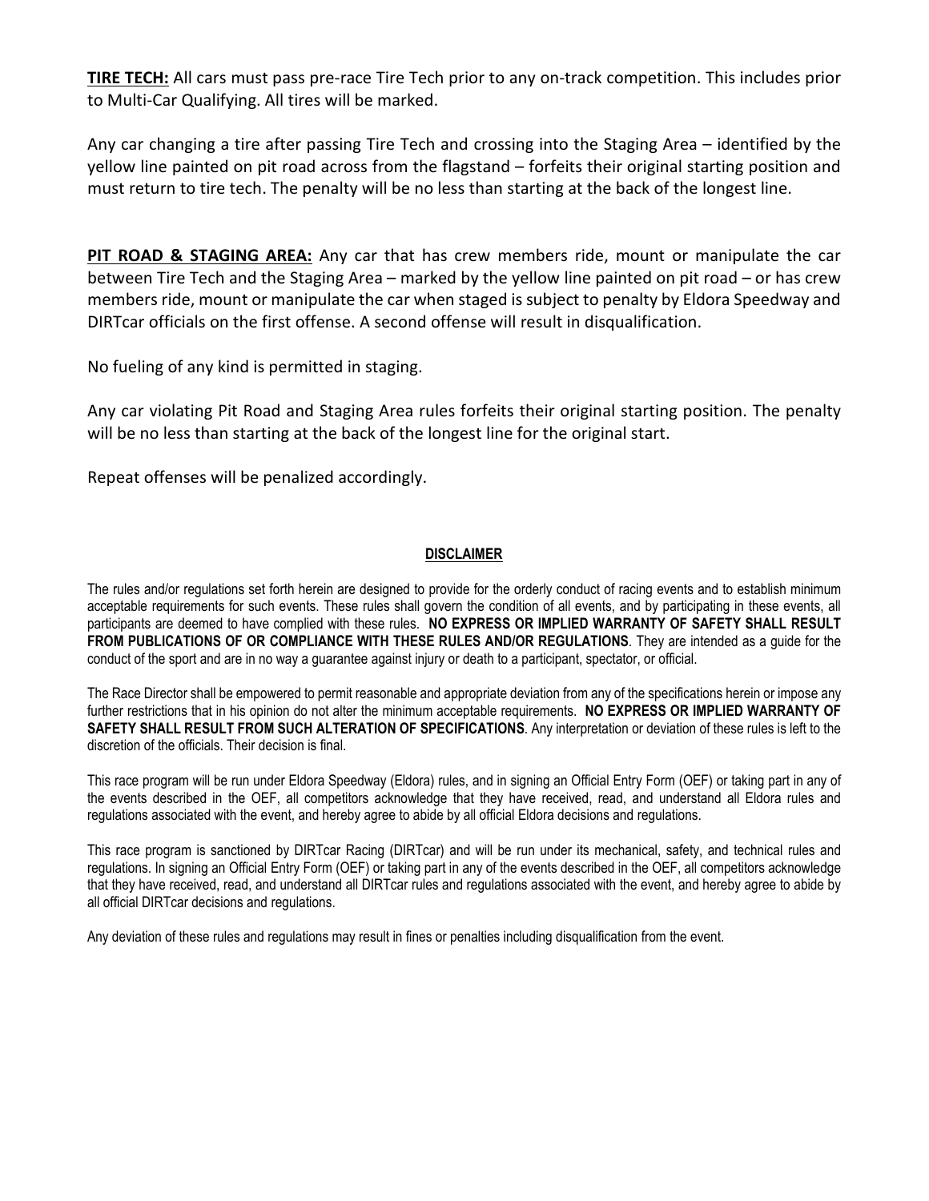**TIRE TECH:** All cars must pass pre-race Tire Tech prior to any on-track competition. This includes prior to Multi-Car Qualifying. All tires will be marked.

Any car changing a tire after passing Tire Tech and crossing into the Staging Area – identified by the yellow line painted on pit road across from the flagstand – forfeits their original starting position and must return to tire tech. The penalty will be no less than starting at the back of the longest line.

**PIT ROAD & STAGING AREA:** Any car that has crew members ride, mount or manipulate the car between Tire Tech and the Staging Area – marked by the yellow line painted on pit road – or has crew members ride, mount or manipulate the car when staged is subject to penalty by Eldora Speedway and DIRTcar officials on the first offense. A second offense will result in disqualification.

No fueling of any kind is permitted in staging.

Any car violating Pit Road and Staging Area rules forfeits their original starting position. The penalty will be no less than starting at the back of the longest line for the original start.

Repeat offenses will be penalized accordingly.

**DISCLAIMER**

The rules and/or regulations set forth herein are designed to provide for the orderly conduct of racing events and to establish minimum acceptable requirements for such events. These rules shall govern the condition of all events, and by participating in these events, all participants are deemed to have complied with these rules. **NO EXPRESS OR IMPLIED WARRANTY OF SAFETY SHALL RESULT FROM PUBLICATIONS OF OR COMPLIANCE WITH THESE RULES AND/OR REGULATIONS**. They are intended as a guide for the conduct of the sport and are in no way a guarantee against injury or death to a participant, spectator, or official.

The Race Director shall be empowered to permit reasonable and appropriate deviation from any of the specifications herein or impose any further restrictions that in his opinion do not alter the minimum acceptable requirements. **NO EXPRESS OR IMPLIED WARRANTY OF SAFETY SHALL RESULT FROM SUCH ALTERATION OF SPECIFICATIONS**. Any interpretation or deviation of these rules is left to the discretion of the officials. Their decision is final.

This race program will be run under Eldora Speedway (Eldora) rules, and in signing an Official Entry Form (OEF) or taking part in any of the events described in the OEF, all competitors acknowledge that they have received, read, and understand all Eldora rules and regulations associated with the event, and hereby agree to abide by all official Eldora decisions and regulations.

This race program is sanctioned by DIRTcar Racing (DIRTcar) and will be run under its mechanical, safety, and technical rules and regulations. In signing an Official Entry Form (OEF) or taking part in any of the events described in the OEF, all competitors acknowledge that they have received, read, and understand all DIRTcar rules and regulations associated with the event, and hereby agree to abide by all official DIRTcar decisions and regulations.

Any deviation of these rules and regulations may result in fines or penalties including disqualification from the event.